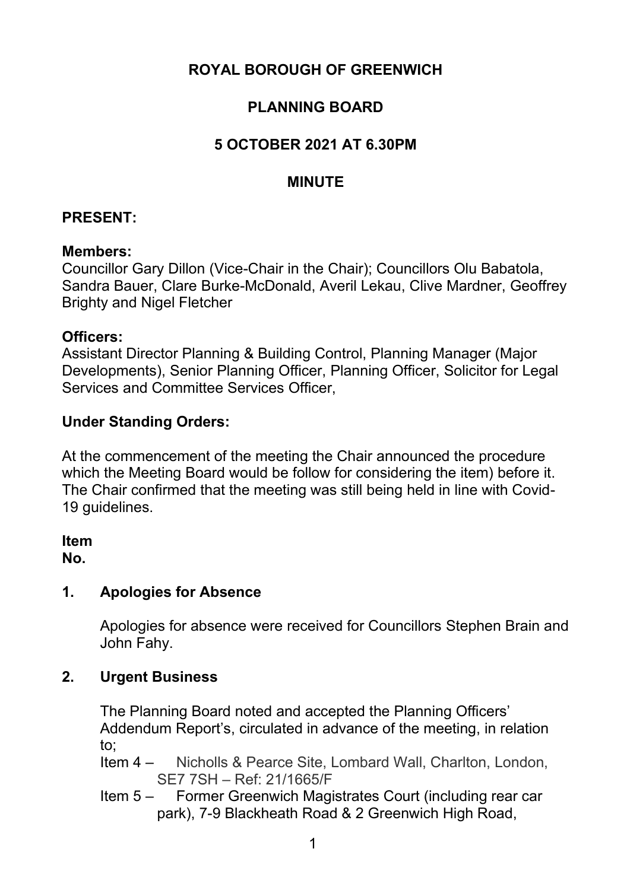# ROYAL BOROUGH OF GREENWICH

## PLANNING BOARD

## 5 OCTOBER 2021 AT 6.30PM

## MINUTE

**PRESENT:**

**Members:**
Councillor Gary Dillon (Vice-Chair in the Chair); Councillors Olu Babatola, Sandra Bauer, Clare Burke-McDonald, Averil Lekau, Clive Mardner, Geoffrey Brighty and Nigel Fletcher

**Officers:**
Assistant Director Planning & Building Control, Planning Manager (Major Developments), Senior Planning Officer, Planning Officer, Solicitor for Legal Services and Committee Services Officer,

**Under Standing Orders:**

At the commencement of the meeting the Chair announced the procedure which the Meeting Board would be follow for considering the item) before it. The Chair confirmed that the meeting was still being held in line with Covid-19 guidelines.

**Item No.**

**1. Apologies for Absence**

Apologies for absence were received for Councillors Stephen Brain and John Fahy.

**2. Urgent Business**

The Planning Board noted and accepted the Planning Officers' Addendum Report's, circulated in advance of the meeting, in relation to;

Item 4 – Nicholls & Pearce Site, Lombard Wall, Charlton, London, SE7 7SH – Ref: 21/1665/F

Item 5 – Former Greenwich Magistrates Court (including rear car park), 7-9 Blackheath Road & 2 Greenwich High Road,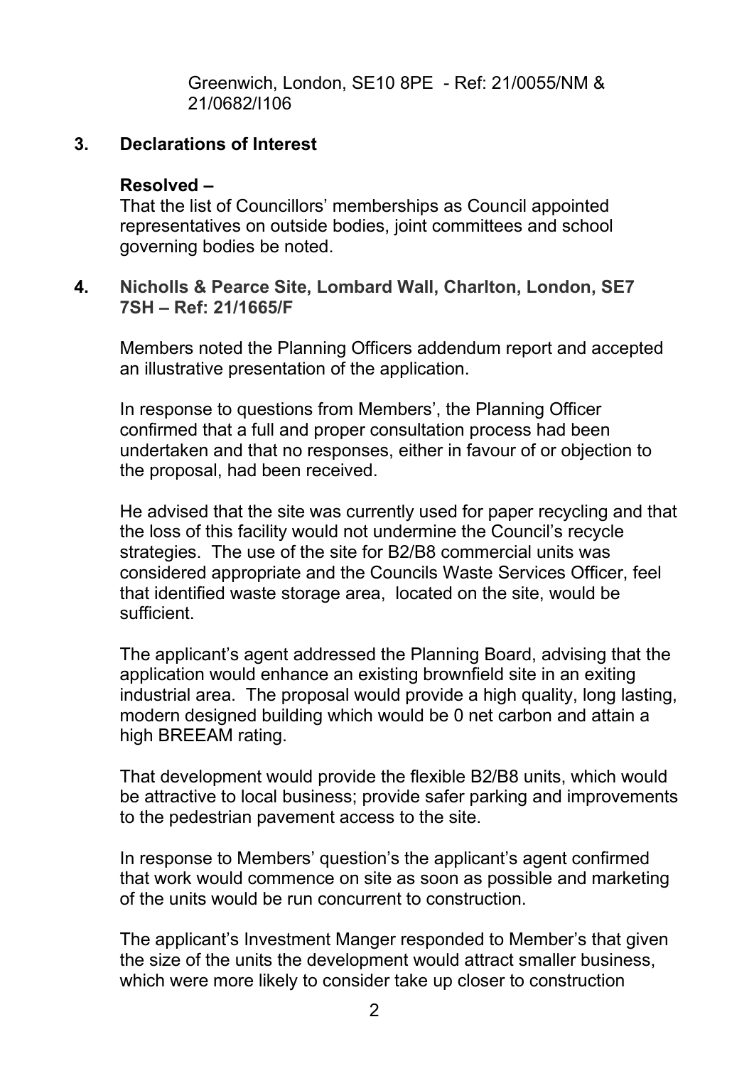Greenwich, London, SE10 8PE - Ref: 21/0055/NM & 21/0682/I106

**3. Declarations of Interest**

**Resolved –**

That the list of Councillors' memberships as Council appointed representatives on outside bodies, joint committees and school governing bodies be noted.

**4. Nicholls & Pearce Site, Lombard Wall, Charlton, London, SE7 7SH – Ref: 21/1665/F**

Members noted the Planning Officers addendum report and accepted an illustrative presentation of the application.

In response to questions from Members', the Planning Officer confirmed that a full and proper consultation process had been undertaken and that no responses, either in favour of or objection to the proposal, had been received.

He advised that the site was currently used for paper recycling and that the loss of this facility would not undermine the Council's recycle strategies. The use of the site for B2/B8 commercial units was considered appropriate and the Councils Waste Services Officer, feel that identified waste storage area, located on the site, would be sufficient.

The applicant's agent addressed the Planning Board, advising that the application would enhance an existing brownfield site in an exiting industrial area. The proposal would provide a high quality, long lasting, modern designed building which would be 0 net carbon and attain a high BREEAM rating.

That development would provide the flexible B2/B8 units, which would be attractive to local business; provide safer parking and improvements to the pedestrian pavement access to the site.

In response to Members' question's the applicant's agent confirmed that work would commence on site as soon as possible and marketing of the units would be run concurrent to construction.

The applicant's Investment Manger responded to Member's that given the size of the units the development would attract smaller business, which were more likely to consider take up closer to construction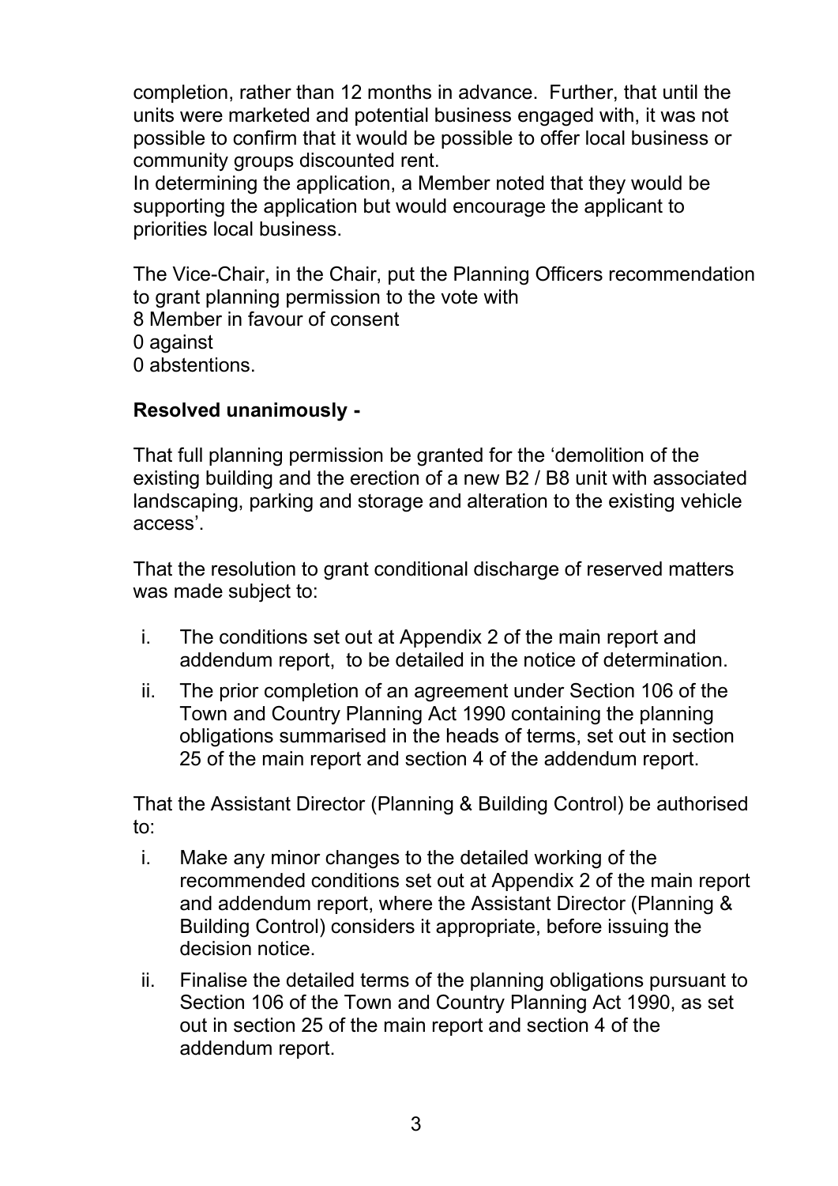completion, rather than 12 months in advance. Further, that until the units were marketed and potential business engaged with, it was not possible to confirm that it would be possible to offer local business or community groups discounted rent.
In determining the application, a Member noted that they would be supporting the application but would encourage the applicant to priorities local business.

The Vice-Chair, in the Chair, put the Planning Officers recommendation to grant planning permission to the vote with
8 Member in favour of consent
0 against
0 abstentions.

**Resolved unanimously -**

That full planning permission be granted for the 'demolition of the existing building and the erection of a new B2 / B8 unit with associated landscaping, parking and storage and alteration to the existing vehicle access'.

That the resolution to grant conditional discharge of reserved matters was made subject to:

i. The conditions set out at Appendix 2 of the main report and addendum report, to be detailed in the notice of determination.
ii. The prior completion of an agreement under Section 106 of the Town and Country Planning Act 1990 containing the planning obligations summarised in the heads of terms, set out in section 25 of the main report and section 4 of the addendum report.

That the Assistant Director (Planning & Building Control) be authorised to:

i. Make any minor changes to the detailed working of the recommended conditions set out at Appendix 2 of the main report and addendum report, where the Assistant Director (Planning & Building Control) considers it appropriate, before issuing the decision notice.
ii. Finalise the detailed terms of the planning obligations pursuant to Section 106 of the Town and Country Planning Act 1990, as set out in section 25 of the main report and section 4 of the addendum report.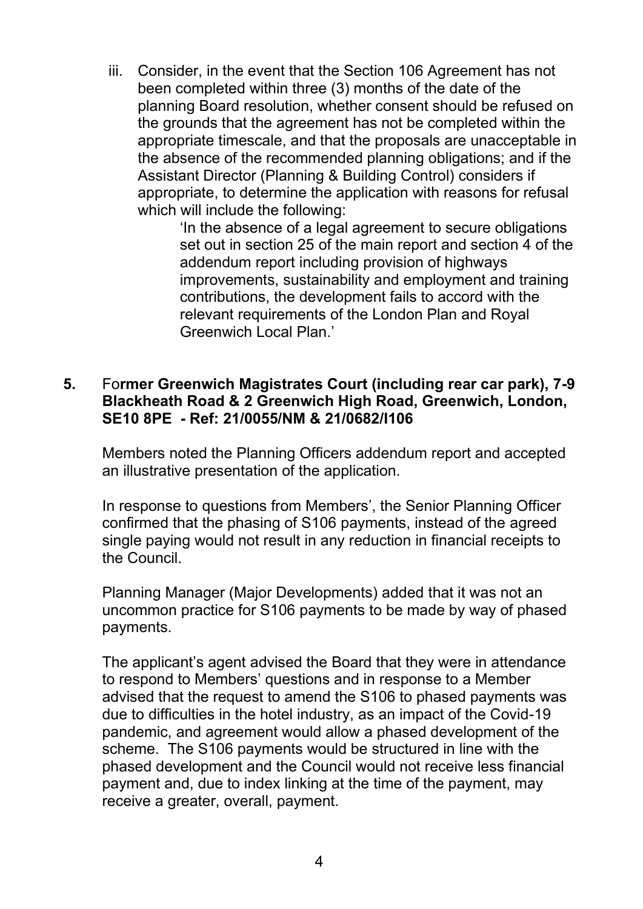iii. Consider, in the event that the Section 106 Agreement has not been completed within three (3) months of the date of the planning Board resolution, whether consent should be refused on the grounds that the agreement has not be completed within the appropriate timescale, and that the proposals are unacceptable in the absence of the recommended planning obligations; and if the Assistant Director (Planning & Building Control) considers if appropriate, to determine the application with reasons for refusal which will include the following:

> 'In the absence of a legal agreement to secure obligations set out in section 25 of the main report and section 4 of the addendum report including provision of highways improvements, sustainability and employment and training contributions, the development fails to accord with the relevant requirements of the London Plan and Royal Greenwich Local Plan.'

**5. Former Greenwich Magistrates Court (including rear car park), 7-9 Blackheath Road & 2 Greenwich High Road, Greenwich, London, SE10 8PE - Ref: 21/0055/NM & 21/0682/I106**

Members noted the Planning Officers addendum report and accepted an illustrative presentation of the application.

In response to questions from Members', the Senior Planning Officer confirmed that the phasing of S106 payments, instead of the agreed single paying would not result in any reduction in financial receipts to the Council.

Planning Manager (Major Developments) added that it was not an uncommon practice for S106 payments to be made by way of phased payments.

The applicant's agent advised the Board that they were in attendance to respond to Members' questions and in response to a Member advised that the request to amend the S106 to phased payments was due to difficulties in the hotel industry, as an impact of the Covid-19 pandemic, and agreement would allow a phased development of the scheme. The S106 payments would be structured in line with the phased development and the Council would not receive less financial payment and, due to index linking at the time of the payment, may receive a greater, overall, payment.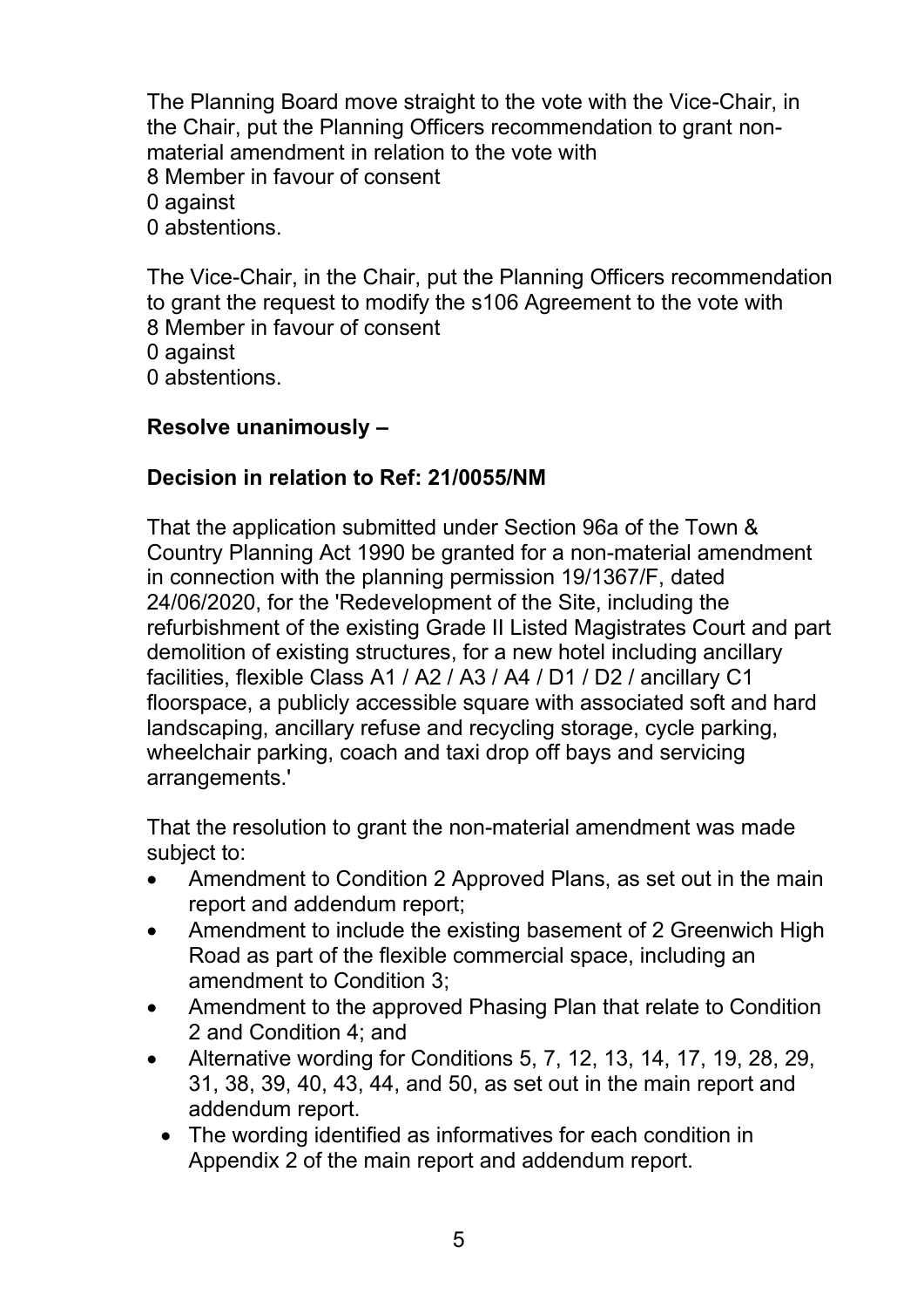The Planning Board move straight to the vote with the Vice-Chair, in the Chair, put the Planning Officers recommendation to grant non-material amendment in relation to the vote with
8 Member in favour of consent
0 against
0 abstentions.

The Vice-Chair, in the Chair, put the Planning Officers recommendation to grant the request to modify the s106 Agreement to the vote with
8 Member in favour of consent
0 against
0 abstentions.

**Resolve unanimously –**

**Decision in relation to Ref: 21/0055/NM**

That the application submitted under Section 96a of the Town & Country Planning Act 1990 be granted for a non-material amendment in connection with the planning permission 19/1367/F, dated 24/06/2020, for the 'Redevelopment of the Site, including the refurbishment of the existing Grade II Listed Magistrates Court and part demolition of existing structures, for a new hotel including ancillary facilities, flexible Class A1 / A2 / A3 / A4 / D1 / D2 / ancillary C1 floorspace, a publicly accessible square with associated soft and hard landscaping, ancillary refuse and recycling storage, cycle parking, wheelchair parking, coach and taxi drop off bays and servicing arrangements.'

That the resolution to grant the non-material amendment was made subject to:

- Amendment to Condition 2 Approved Plans, as set out in the main report and addendum report;
- Amendment to include the existing basement of 2 Greenwich High Road as part of the flexible commercial space, including an amendment to Condition 3;
- Amendment to the approved Phasing Plan that relate to Condition 2 and Condition 4; and
- Alternative wording for Conditions 5, 7, 12, 13, 14, 17, 19, 28, 29, 31, 38, 39, 40, 43, 44, and 50, as set out in the main report and addendum report.
- The wording identified as informatives for each condition in Appendix 2 of the main report and addendum report.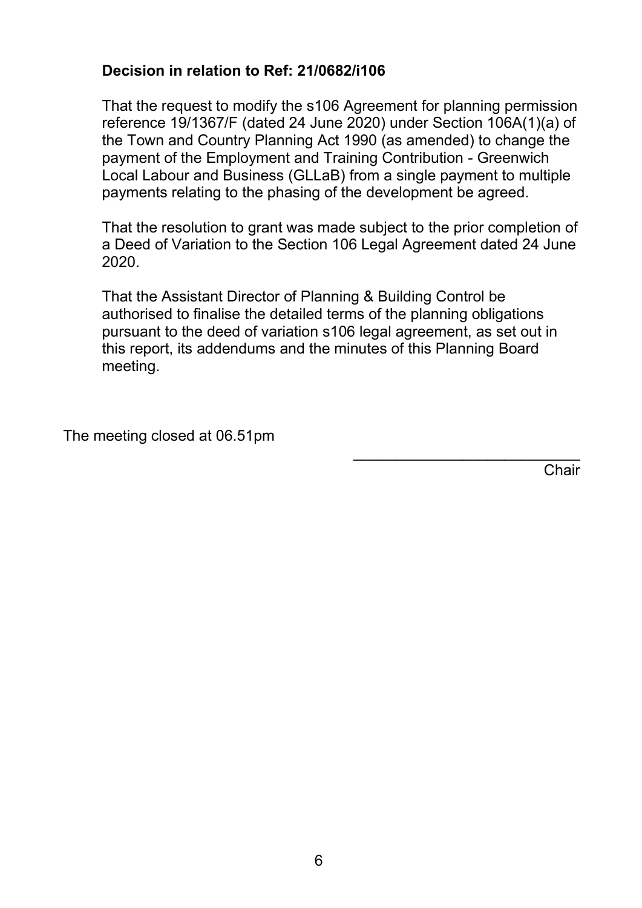**Decision in relation to Ref: 21/0682/i106**

That the request to modify the s106 Agreement for planning permission reference 19/1367/F (dated 24 June 2020) under Section 106A(1)(a) of the Town and Country Planning Act 1990 (as amended) to change the payment of the Employment and Training Contribution - Greenwich Local Labour and Business (GLLaB) from a single payment to multiple payments relating to the phasing of the development be agreed.

That the resolution to grant was made subject to the prior completion of a Deed of Variation to the Section 106 Legal Agreement dated 24 June 2020.

That the Assistant Director of Planning & Building Control be authorised to finalise the detailed terms of the planning obligations pursuant to the deed of variation s106 legal agreement, as set out in this report, its addendums and the minutes of this Planning Board meeting.

The meeting closed at 06.51pm

___________________________

Chair